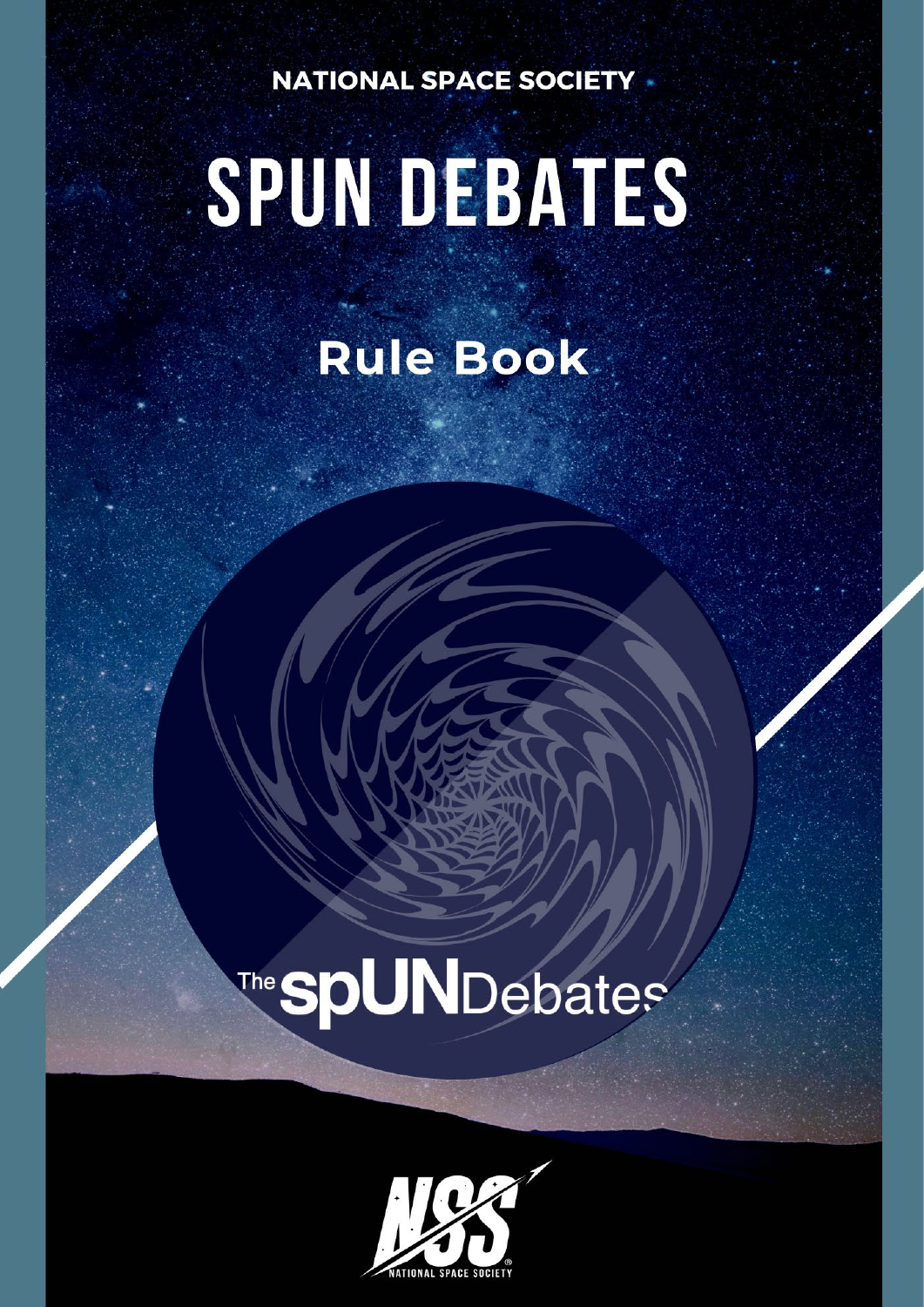NATIONAL SPACE SOCIETY

# SPUN DEBATES

## Rule Book

The spUNDebates

NATIONAL SPACE SOCIETY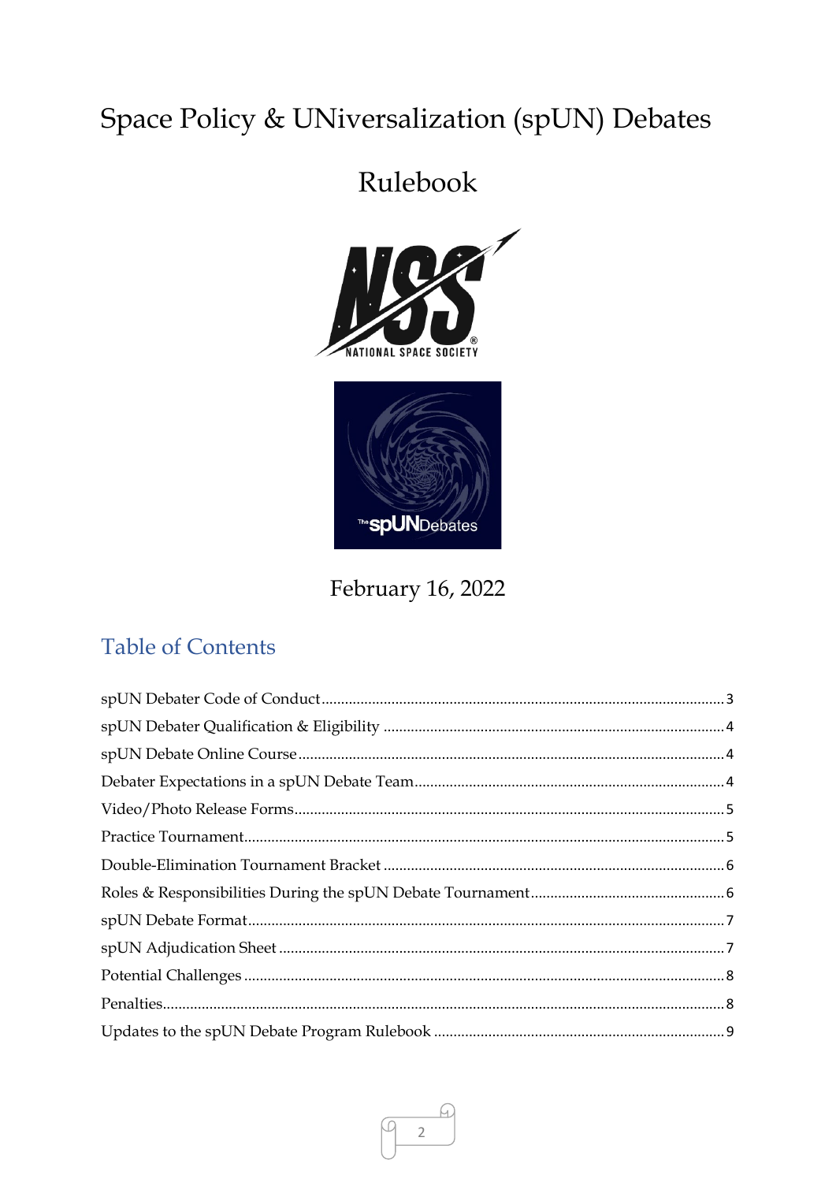# Space Policy & UNiversalization (spUN) Debates

# Rulebook

February 16, 2022

## Table of Contents

spUN Debater Code of Conduct ........ 3

spUN Debater Qualification & Eligibility ........ 4

spUN Debate Online Course ........ 4

Debater Expectations in a spUN Debate Team ........ 4

Video/Photo Release Forms ........ 5

Practice Tournament ........ 5

Double-Elimination Tournament Bracket ........ 6

Roles & Responsibilities During the spUN Debate Tournament ........ 6

spUN Debate Format ........ 7

spUN Adjudication Sheet ........ 7

Potential Challenges ........ 8

Penalties ........ 8

Updates to the spUN Debate Program Rulebook ........ 9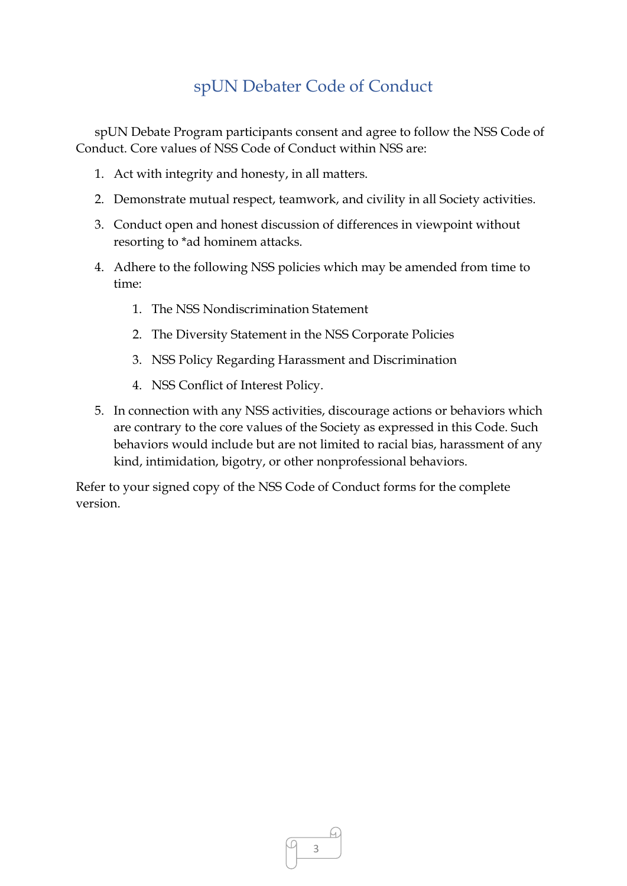# spUN Debater Code of Conduct

spUN Debate Program participants consent and agree to follow the NSS Code of Conduct. Core values of NSS Code of Conduct within NSS are:

1. Act with integrity and honesty, in all matters.
2. Demonstrate mutual respect, teamwork, and civility in all Society activities.
3. Conduct open and honest discussion of differences in viewpoint without resorting to *ad hominem attacks.
4. Adhere to the following NSS policies which may be amended from time to time:
    1. The NSS Nondiscrimination Statement
    2. The Diversity Statement in the NSS Corporate Policies
    3. NSS Policy Regarding Harassment and Discrimination
    4. NSS Conflict of Interest Policy.
5. In connection with any NSS activities, discourage actions or behaviors which are contrary to the core values of the Society as expressed in this Code. Such behaviors would include but are not limited to racial bias, harassment of any kind, intimidation, bigotry, or other nonprofessional behaviors.

Refer to your signed copy of the NSS Code of Conduct forms for the complete version.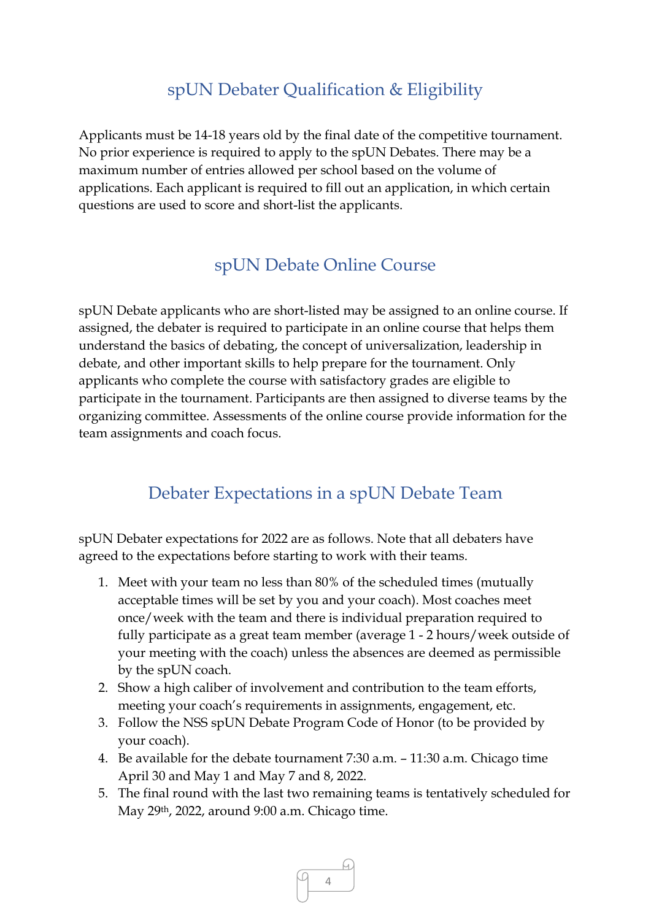## spUN Debater Qualification & Eligibility

Applicants must be 14-18 years old by the final date of the competitive tournament. No prior experience is required to apply to the spUN Debates. There may be a maximum number of entries allowed per school based on the volume of applications. Each applicant is required to fill out an application, in which certain questions are used to score and short-list the applicants.

## spUN Debate Online Course

spUN Debate applicants who are short-listed may be assigned to an online course. If assigned, the debater is required to participate in an online course that helps them understand the basics of debating, the concept of universalization, leadership in debate, and other important skills to help prepare for the tournament. Only applicants who complete the course with satisfactory grades are eligible to participate in the tournament. Participants are then assigned to diverse teams by the organizing committee. Assessments of the online course provide information for the team assignments and coach focus.

## Debater Expectations in a spUN Debate Team

spUN Debater expectations for 2022 are as follows. Note that all debaters have agreed to the expectations before starting to work with their teams.

1. Meet with your team no less than 80% of the scheduled times (mutually acceptable times will be set by you and your coach). Most coaches meet once/week with the team and there is individual preparation required to fully participate as a great team member (average 1 - 2 hours/week outside of your meeting with the coach) unless the absences are deemed as permissible by the spUN coach.
2. Show a high caliber of involvement and contribution to the team efforts, meeting your coach's requirements in assignments, engagement, etc.
3. Follow the NSS spUN Debate Program Code of Honor (to be provided by your coach).
4. Be available for the debate tournament 7:30 a.m. – 11:30 a.m. Chicago time April 30 and May 1 and May 7 and 8, 2022.
5. The final round with the last two remaining teams is tentatively scheduled for May 29th, 2022, around 9:00 a.m. Chicago time.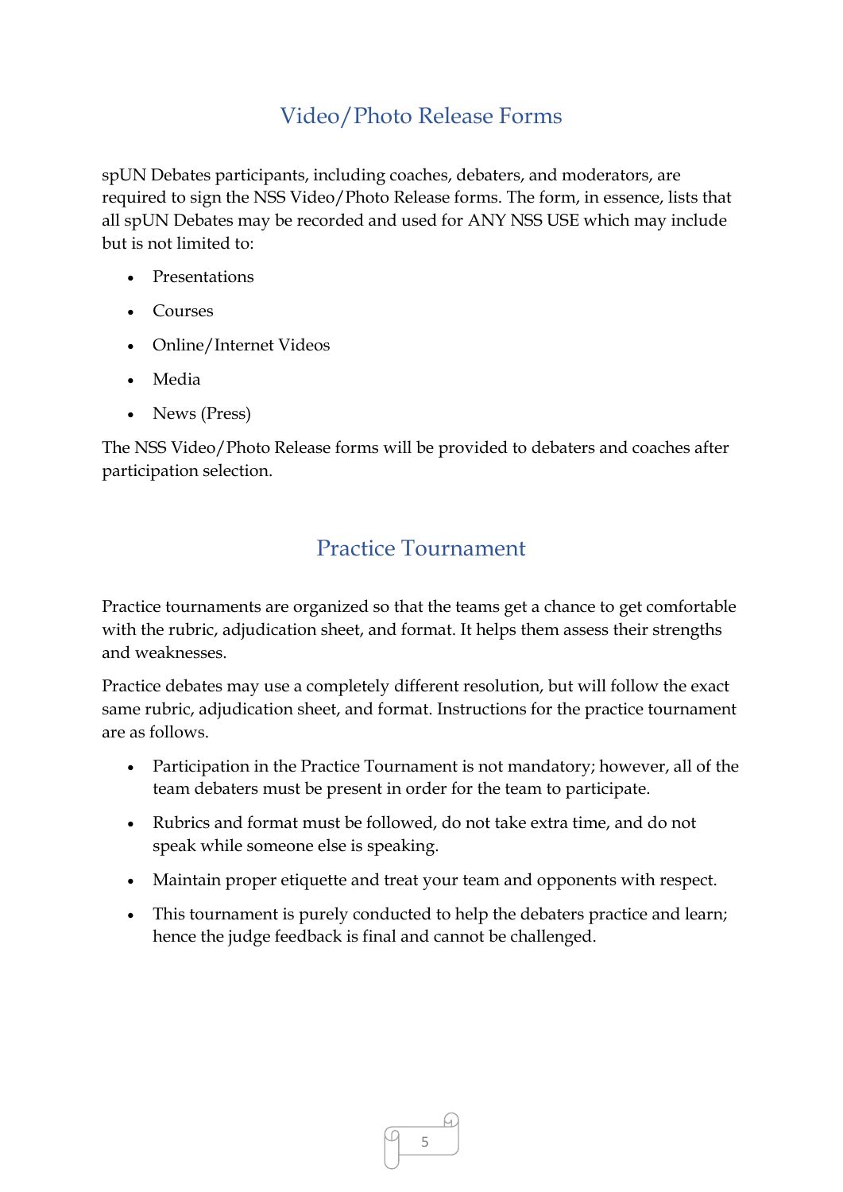## Video/Photo Release Forms

spUN Debates participants, including coaches, debaters, and moderators, are required to sign the NSS Video/Photo Release forms. The form, in essence, lists that all spUN Debates may be recorded and used for ANY NSS USE which may include but is not limited to:

- Presentations
- Courses
- Online/Internet Videos
- Media
- News (Press)

The NSS Video/Photo Release forms will be provided to debaters and coaches after participation selection.

## Practice Tournament

Practice tournaments are organized so that the teams get a chance to get comfortable with the rubric, adjudication sheet, and format. It helps them assess their strengths and weaknesses.

Practice debates may use a completely different resolution, but will follow the exact same rubric, adjudication sheet, and format. Instructions for the practice tournament are as follows.

- Participation in the Practice Tournament is not mandatory; however, all of the team debaters must be present in order for the team to participate.
- Rubrics and format must be followed, do not take extra time, and do not speak while someone else is speaking.
- Maintain proper etiquette and treat your team and opponents with respect.
- This tournament is purely conducted to help the debaters practice and learn; hence the judge feedback is final and cannot be challenged.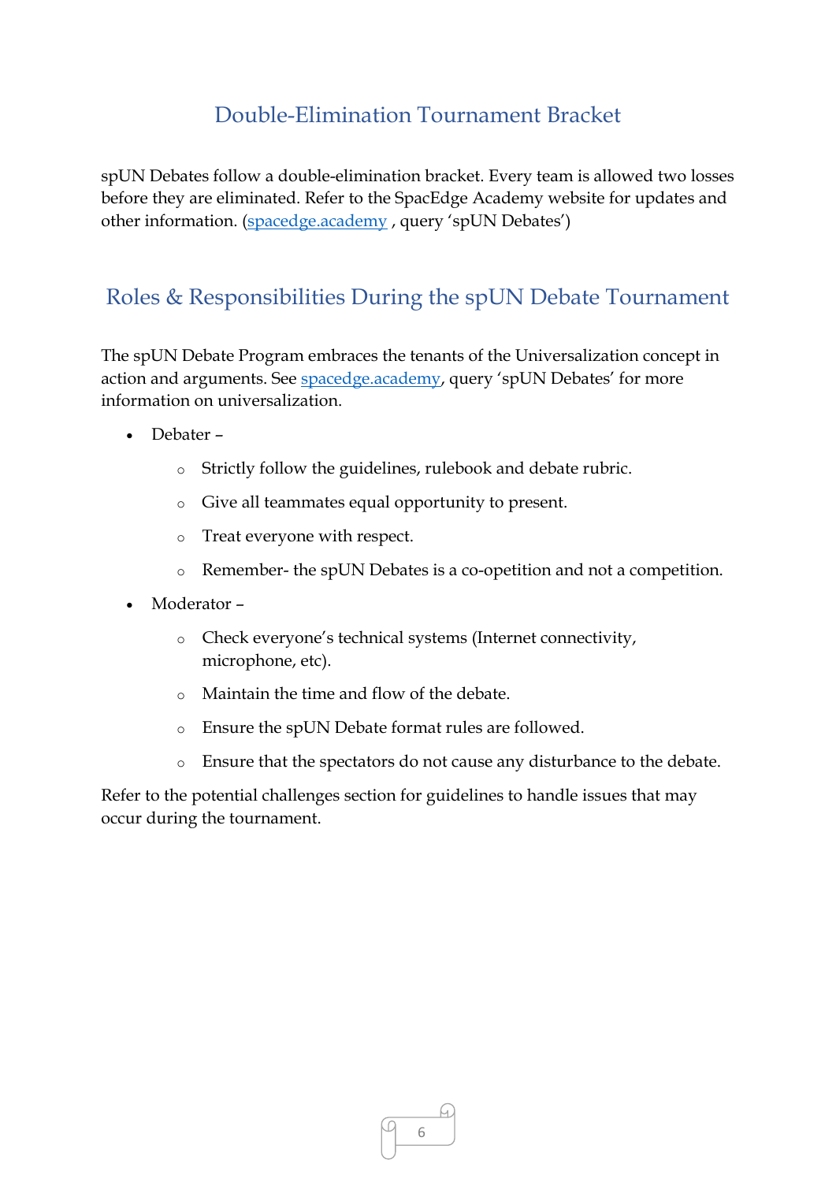## Double-Elimination Tournament Bracket

spUN Debates follow a double-elimination bracket. Every team is allowed two losses before they are eliminated. Refer to the SpacEdge Academy website for updates and other information. ([spacedge.academy](spacedge.academy) , query 'spUN Debates')

## Roles & Responsibilities During the spUN Debate Tournament

The spUN Debate Program embraces the tenants of the Universalization concept in action and arguments. See [spacedge.academy](spacedge.academy), query 'spUN Debates' for more information on universalization.

- Debater –
  - Strictly follow the guidelines, rulebook and debate rubric.
  - Give all teammates equal opportunity to present.
  - Treat everyone with respect.
  - Remember- the spUN Debates is a co-opetition and not a competition.
- Moderator –
  - Check everyone's technical systems (Internet connectivity, microphone, etc).
  - Maintain the time and flow of the debate.
  - Ensure the spUN Debate format rules are followed.
  - Ensure that the spectators do not cause any disturbance to the debate.

Refer to the potential challenges section for guidelines to handle issues that may occur during the tournament.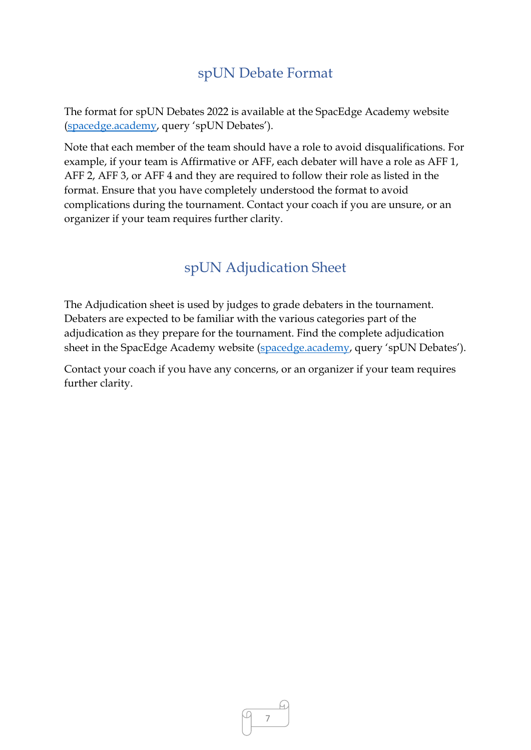## spUN Debate Format

The format for spUN Debates 2022 is available at the SpacEdge Academy website ([spacedge.academy](spacedge.academy), query 'spUN Debates').

Note that each member of the team should have a role to avoid disqualifications. For example, if your team is Affirmative or AFF, each debater will have a role as AFF 1, AFF 2, AFF 3, or AFF 4 and they are required to follow their role as listed in the format. Ensure that you have completely understood the format to avoid complications during the tournament. Contact your coach if you are unsure, or an organizer if your team requires further clarity.

## spUN Adjudication Sheet

The Adjudication sheet is used by judges to grade debaters in the tournament. Debaters are expected to be familiar with the various categories part of the adjudication as they prepare for the tournament. Find the complete adjudication sheet in the SpacEdge Academy website ([spacedge.academy](spacedge.academy), query 'spUN Debates').

Contact your coach if you have any concerns, or an organizer if your team requires further clarity.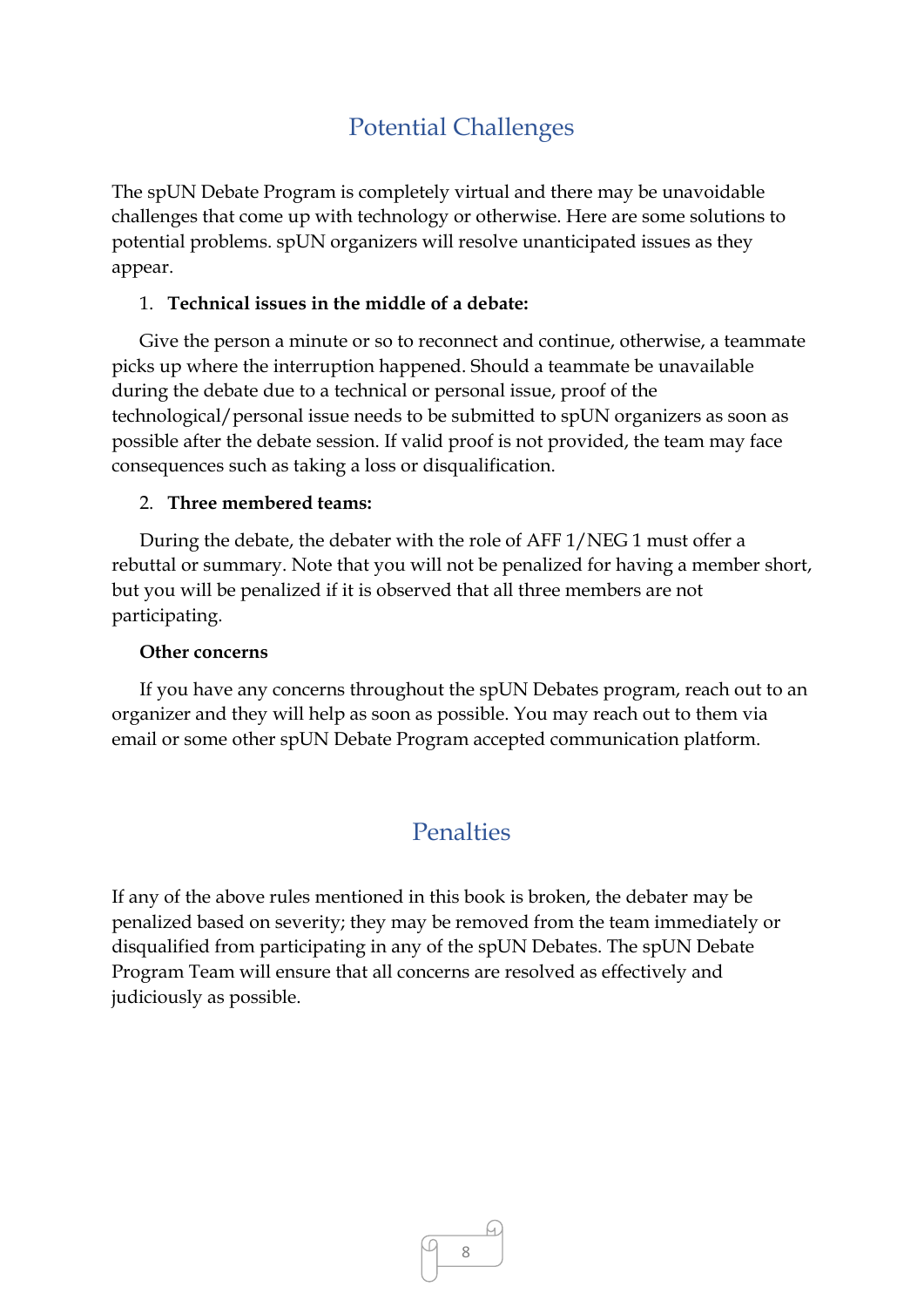## Potential Challenges

The spUN Debate Program is completely virtual and there may be unavoidable challenges that come up with technology or otherwise. Here are some solutions to potential problems. spUN organizers will resolve unanticipated issues as they appear.

1. **Technical issues in the middle of a debate:**

Give the person a minute or so to reconnect and continue, otherwise, a teammate picks up where the interruption happened. Should a teammate be unavailable during the debate due to a technical or personal issue, proof of the technological/personal issue needs to be submitted to spUN organizers as soon as possible after the debate session. If valid proof is not provided, the team may face consequences such as taking a loss or disqualification.

2. **Three membered teams:**

During the debate, the debater with the role of AFF 1/NEG 1 must offer a rebuttal or summary. Note that you will not be penalized for having a member short, but you will be penalized if it is observed that all three members are not participating.

**Other concerns**

If you have any concerns throughout the spUN Debates program, reach out to an organizer and they will help as soon as possible. You may reach out to them via email or some other spUN Debate Program accepted communication platform.

## Penalties

If any of the above rules mentioned in this book is broken, the debater may be penalized based on severity; they may be removed from the team immediately or disqualified from participating in any of the spUN Debates. The spUN Debate Program Team will ensure that all concerns are resolved as effectively and judiciously as possible.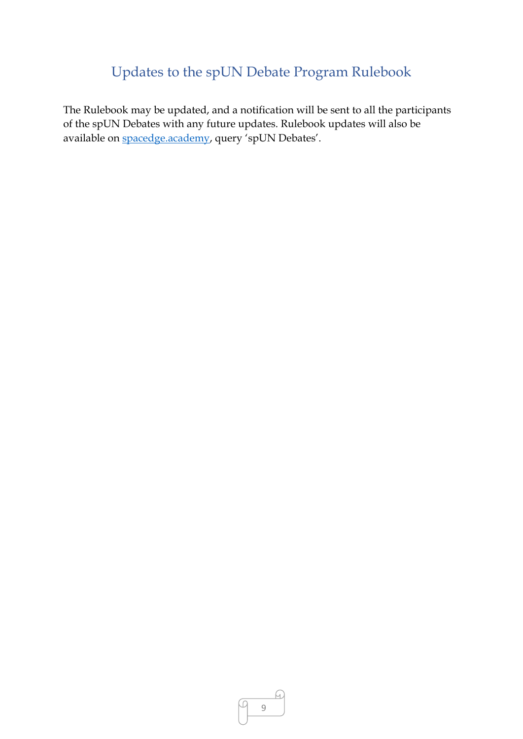## Updates to the spUN Debate Program Rulebook

The Rulebook may be updated, and a notification will be sent to all the participants of the spUN Debates with any future updates. Rulebook updates will also be available on [spacedge.academy](spacedge.academy), query 'spUN Debates'.